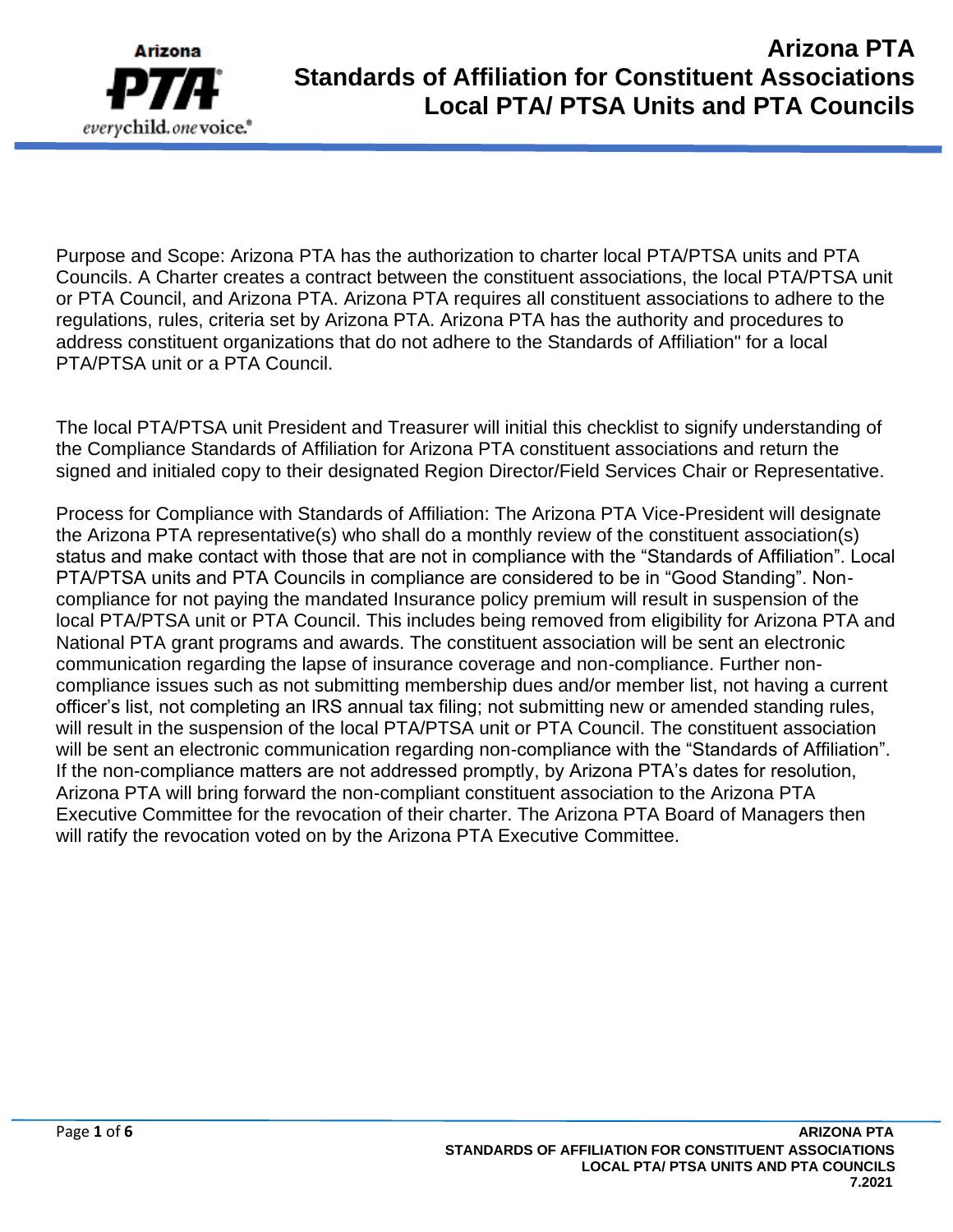# Arizona PTA
# Standards of Affiliation for Constituent Associations
# Local PTA/ PTSA Units and PTA Councils

Purpose and Scope: Arizona PTA has the authorization to charter local PTA/PTSA units and PTA Councils. A Charter creates a contract between the constituent associations, the local PTA/PTSA unit or PTA Council, and Arizona PTA. Arizona PTA requires all constituent associations to adhere to the regulations, rules, criteria set by Arizona PTA. Arizona PTA has the authority and procedures to address constituent organizations that do not adhere to the Standards of Affiliation" for a local PTA/PTSA unit or a PTA Council.

The local PTA/PTSA unit President and Treasurer will initial this checklist to signify understanding of the Compliance Standards of Affiliation for Arizona PTA constituent associations and return the signed and initialed copy to their designated Region Director/Field Services Chair or Representative.

Process for Compliance with Standards of Affiliation: The Arizona PTA Vice-President will designate the Arizona PTA representative(s) who shall do a monthly review of the constituent association(s) status and make contact with those that are not in compliance with the "Standards of Affiliation". Local PTA/PTSA units and PTA Councils in compliance are considered to be in "Good Standing". Non-compliance for not paying the mandated Insurance policy premium will result in suspension of the local PTA/PTSA unit or PTA Council. This includes being removed from eligibility for Arizona PTA and National PTA grant programs and awards. The constituent association will be sent an electronic communication regarding the lapse of insurance coverage and non-compliance. Further non-compliance issues such as not submitting membership dues and/or member list, not having a current officer's list, not completing an IRS annual tax filing; not submitting new or amended standing rules, will result in the suspension of the local PTA/PTSA unit or PTA Council. The constituent association will be sent an electronic communication regarding non-compliance with the "Standards of Affiliation". If the non-compliance matters are not addressed promptly, by Arizona PTA's dates for resolution, Arizona PTA will bring forward the non-compliant constituent association to the Arizona PTA Executive Committee for the revocation of their charter. The Arizona PTA Board of Managers then will ratify the revocation voted on by the Arizona PTA Executive Committee.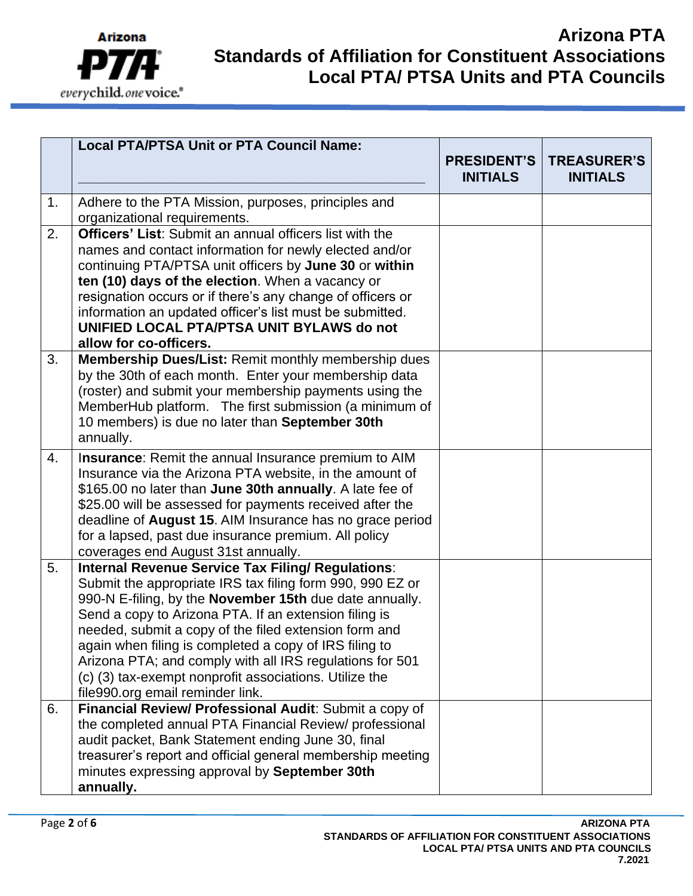# Arizona PTA
## Standards of Affiliation for Constituent Associations
## Local PTA/ PTSA Units and PTA Councils

| | **Local PTA/PTSA Unit or PTA Council Name:** ______________________________ | **PRESIDENT'S INITIALS** | **TREASURER'S INITIALS** |
|---|---|---|---|
| 1. | Adhere to the PTA Mission, purposes, principles and organizational requirements. | | |
| 2. | **Officers' List**: Submit an annual officers list with the names and contact information for newly elected and/or continuing PTA/PTSA unit officers by **June 30** or **within ten (10) days of the election**. When a vacancy or resignation occurs or if there's any change of officers or information an updated officer's list must be submitted. **UNIFIED LOCAL PTA/PTSA UNIT BYLAWS do not allow for co-officers.** | | |
| 3. | **Membership Dues/List:** Remit monthly membership dues by the 30th of each month. Enter your membership data (roster) and submit your membership payments using the MemberHub platform. The first submission (a minimum of 10 members) is due no later than **September 30th** annually. | | |
| 4. | **Insurance**: Remit the annual Insurance premium to AIM Insurance via the Arizona PTA website, in the amount of $165.00 no later than **June 30th annually**. A late fee of $25.00 will be assessed for payments received after the deadline of **August 15**. AIM Insurance has no grace period for a lapsed, past due insurance premium. All policy coverages end August 31st annually. | | |
| 5. | **Internal Revenue Service Tax Filing/ Regulations**: Submit the appropriate IRS tax filing form 990, 990 EZ or 990-N E-filing, by the **November 15th** due date annually. Send a copy to Arizona PTA. If an extension filing is needed, submit a copy of the filed extension form and again when filing is completed a copy of IRS filing to Arizona PTA; and comply with all IRS regulations for 501 (c) (3) tax-exempt nonprofit associations. Utilize the file990.org email reminder link. | | |
| 6. | **Financial Review/ Professional Audit**: Submit a copy of the completed annual PTA Financial Review/ professional audit packet, Bank Statement ending June 30, final treasurer's report and official general membership meeting minutes expressing approval by **September 30th annually.** | | |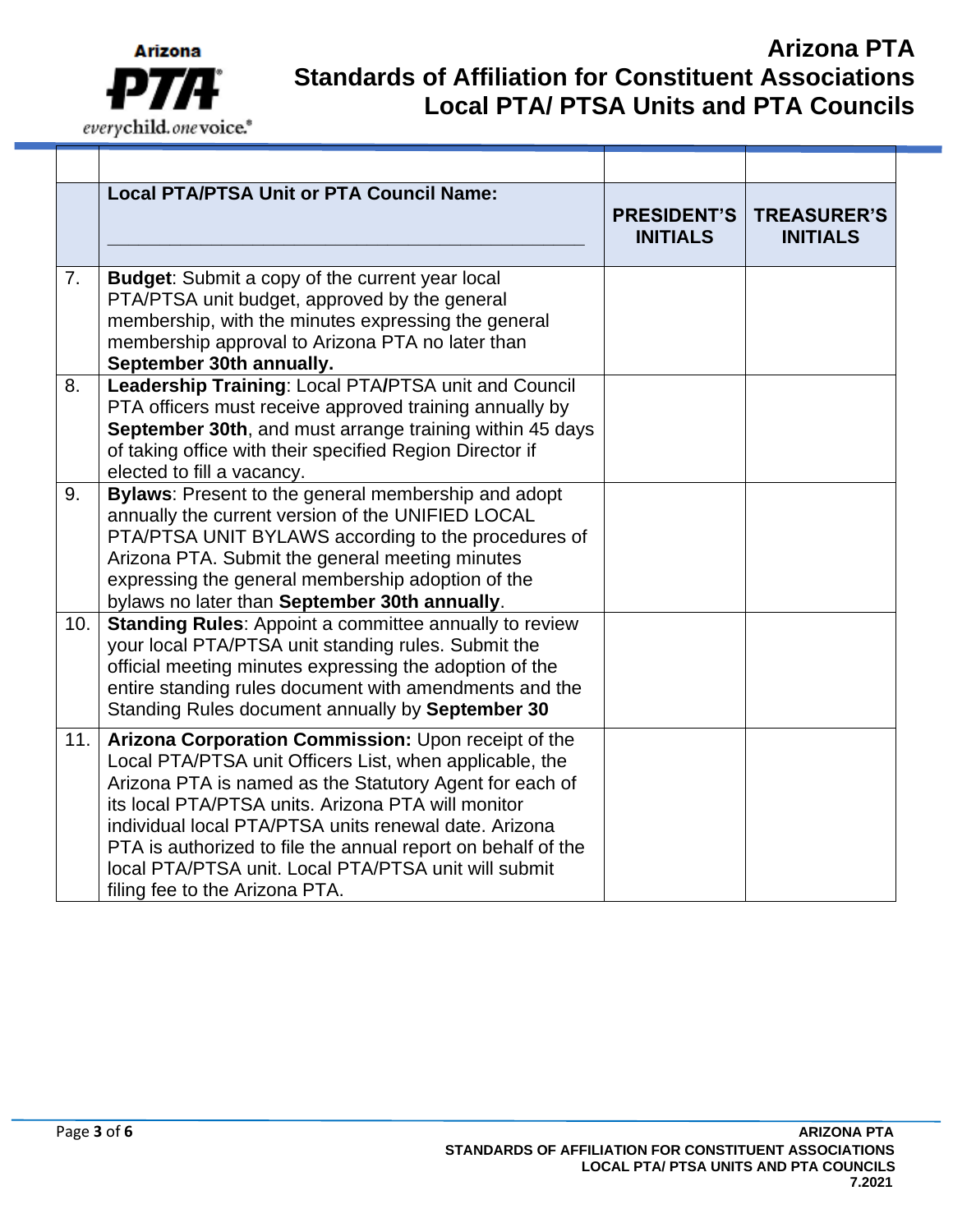# Arizona PTA
## Standards of Affiliation for Constituent Associations
## Local PTA/ PTSA Units and PTA Councils

| | | | |
|---|---|---|---|
| | **Local PTA/PTSA Unit or PTA Council Name:** ______________________________ | **PRESIDENT'S INITIALS** | **TREASURER'S INITIALS** |
| 7. | **Budget**: Submit a copy of the current year local PTA/PTSA unit budget, approved by the general membership, with the minutes expressing the general membership approval to Arizona PTA no later than **September 30th annually.** | | |
| 8. | **Leadership Training**: Local PTA/PTSA unit and Council PTA officers must receive approved training annually by **September 30th**, and must arrange training within 45 days of taking office with their specified Region Director if elected to fill a vacancy. | | |
| 9. | **Bylaws**: Present to the general membership and adopt annually the current version of the UNIFIED LOCAL PTA/PTSA UNIT BYLAWS according to the procedures of Arizona PTA. Submit the general meeting minutes expressing the general membership adoption of the bylaws no later than **September 30th annually**. | | |
| 10. | **Standing Rules**: Appoint a committee annually to review your local PTA/PTSA unit standing rules. Submit the official meeting minutes expressing the adoption of the entire standing rules document with amendments and the Standing Rules document annually by **September 30** | | |
| 11. | **Arizona Corporation Commission:** Upon receipt of the Local PTA/PTSA unit Officers List, when applicable, the Arizona PTA is named as the Statutory Agent for each of its local PTA/PTSA units. Arizona PTA will monitor individual local PTA/PTSA units renewal date. Arizona PTA is authorized to file the annual report on behalf of the local PTA/PTSA unit. Local PTA/PTSA unit will submit filing fee to the Arizona PTA. | | |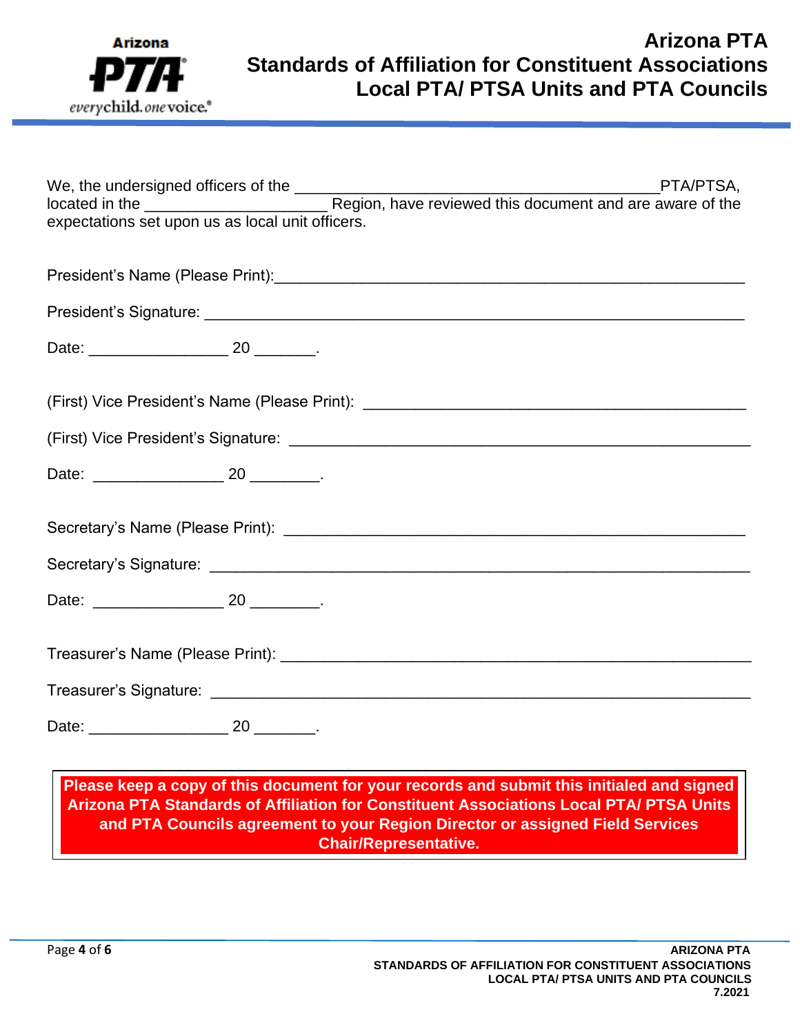# Arizona PTA
## Standards of Affiliation for Constituent Associations
## Local PTA/ PTSA Units and PTA Councils

We, the undersigned officers of the ____________________________________________PTA/PTSA, located in the ______________________ Region, have reviewed this document and are aware of the expectations set upon us as local unit officers.

President's Name (Please Print):_________________________________________________________

President's Signature: __________________________________________________________________

Date: _________________ 20 _______.

(First) Vice President's Name (Please Print): _______________________________________________

(First) Vice President's Signature: _________________________________________________________

Date: ________________ 20 ________.

Secretary's Name (Please Print): __________________________________________________________

Secretary's Signature: __________________________________________________________________

Date: ________________ 20 ________.

Treasurer's Name (Please Print): __________________________________________________________

Treasurer's Signature: __________________________________________________________________

Date: _________________ 20 _______.

**Please keep a copy of this document for your records and submit this initialed and signed Arizona PTA Standards of Affiliation for Constituent Associations Local PTA/ PTSA Units and PTA Councils agreement to your Region Director or assigned Field Services Chair/Representative.**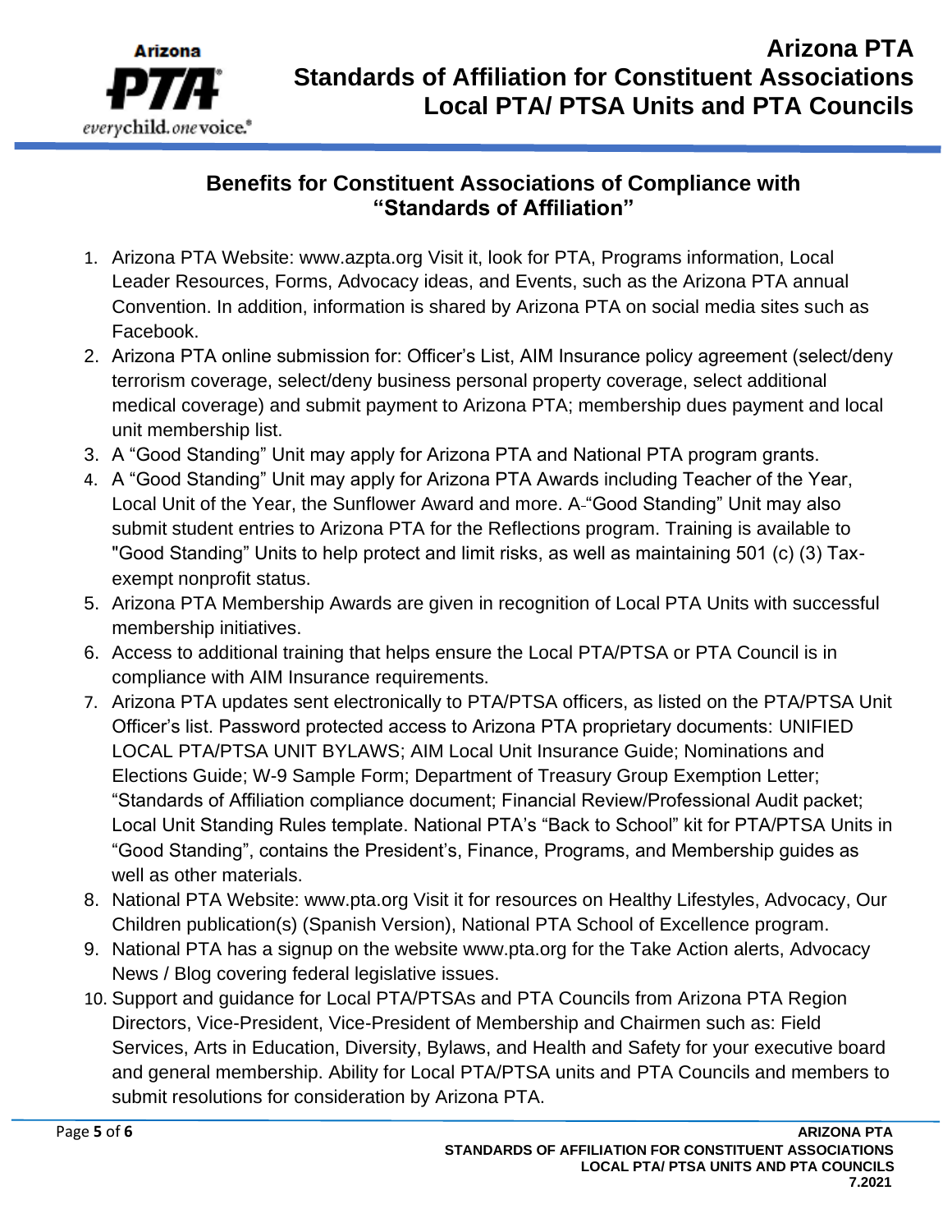# Arizona PTA
# Standards of Affiliation for Constituent Associations
# Local PTA/ PTSA Units and PTA Councils

## Benefits for Constituent Associations of Compliance with "Standards of Affiliation"

1. Arizona PTA Website: www.azpta.org Visit it, look for PTA, Programs information, Local Leader Resources, Forms, Advocacy ideas, and Events, such as the Arizona PTA annual Convention. In addition, information is shared by Arizona PTA on social media sites such as Facebook.
2. Arizona PTA online submission for: Officer's List, AIM Insurance policy agreement (select/deny terrorism coverage, select/deny business personal property coverage, select additional medical coverage) and submit payment to Arizona PTA; membership dues payment and local unit membership list.
3. A "Good Standing" Unit may apply for Arizona PTA and National PTA program grants.
4. A "Good Standing" Unit may apply for Arizona PTA Awards including Teacher of the Year, Local Unit of the Year, the Sunflower Award and more. A "Good Standing" Unit may also submit student entries to Arizona PTA for the Reflections program. Training is available to "Good Standing" Units to help protect and limit risks, as well as maintaining 501 (c) (3) Tax-exempt nonprofit status.
5. Arizona PTA Membership Awards are given in recognition of Local PTA Units with successful membership initiatives.
6. Access to additional training that helps ensure the Local PTA/PTSA or PTA Council is in compliance with AIM Insurance requirements.
7. Arizona PTA updates sent electronically to PTA/PTSA officers, as listed on the PTA/PTSA Unit Officer's list. Password protected access to Arizona PTA proprietary documents: UNIFIED LOCAL PTA/PTSA UNIT BYLAWS; AIM Local Unit Insurance Guide; Nominations and Elections Guide; W-9 Sample Form; Department of Treasury Group Exemption Letter; "Standards of Affiliation compliance document; Financial Review/Professional Audit packet; Local Unit Standing Rules template. National PTA's "Back to School" kit for PTA/PTSA Units in "Good Standing", contains the President's, Finance, Programs, and Membership guides as well as other materials.
8. National PTA Website: www.pta.org Visit it for resources on Healthy Lifestyles, Advocacy, Our Children publication(s) (Spanish Version), National PTA School of Excellence program.
9. National PTA has a signup on the website www.pta.org for the Take Action alerts, Advocacy News / Blog covering federal legislative issues.
10. Support and guidance for Local PTA/PTSAs and PTA Councils from Arizona PTA Region Directors, Vice-President, Vice-President of Membership and Chairmen such as: Field Services, Arts in Education, Diversity, Bylaws, and Health and Safety for your executive board and general membership. Ability for Local PTA/PTSA units and PTA Councils and members to submit resolutions for consideration by Arizona PTA.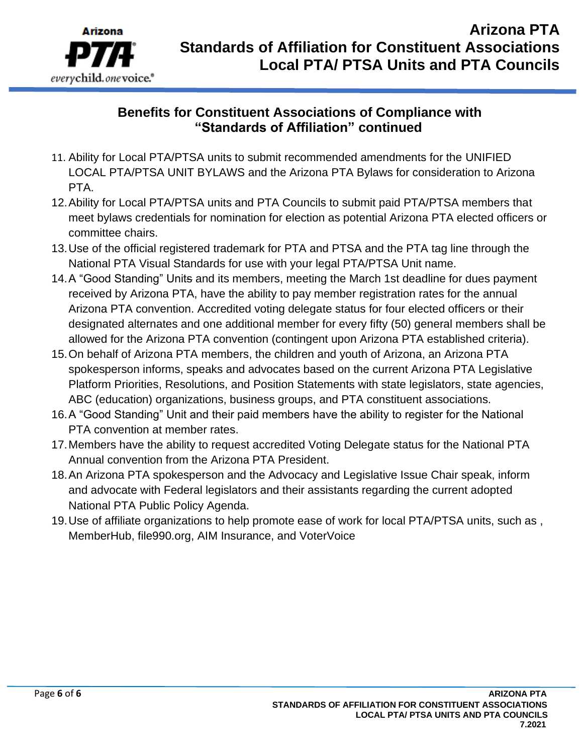## Benefits for Constituent Associations of Compliance with "Standards of Affiliation" continued

11. Ability for Local PTA/PTSA units to submit recommended amendments for the UNIFIED LOCAL PTA/PTSA UNIT BYLAWS and the Arizona PTA Bylaws for consideration to Arizona PTA.
12. Ability for Local PTA/PTSA units and PTA Councils to submit paid PTA/PTSA members that meet bylaws credentials for nomination for election as potential Arizona PTA elected officers or committee chairs.
13. Use of the official registered trademark for PTA and PTSA and the PTA tag line through the National PTA Visual Standards for use with your legal PTA/PTSA Unit name.
14. A "Good Standing" Units and its members, meeting the March 1st deadline for dues payment received by Arizona PTA, have the ability to pay member registration rates for the annual Arizona PTA convention. Accredited voting delegate status for four elected officers or their designated alternates and one additional member for every fifty (50) general members shall be allowed for the Arizona PTA convention (contingent upon Arizona PTA established criteria).
15. On behalf of Arizona PTA members, the children and youth of Arizona, an Arizona PTA spokesperson informs, speaks and advocates based on the current Arizona PTA Legislative Platform Priorities, Resolutions, and Position Statements with state legislators, state agencies, ABC (education) organizations, business groups, and PTA constituent associations.
16. A "Good Standing" Unit and their paid members have the ability to register for the National PTA convention at member rates.
17. Members have the ability to request accredited Voting Delegate status for the National PTA Annual convention from the Arizona PTA President.
18. An Arizona PTA spokesperson and the Advocacy and Legislative Issue Chair speak, inform and advocate with Federal legislators and their assistants regarding the current adopted National PTA Public Policy Agenda.
19. Use of affiliate organizations to help promote ease of work for local PTA/PTSA units, such as , MemberHub, file990.org, AIM Insurance, and VoterVoice